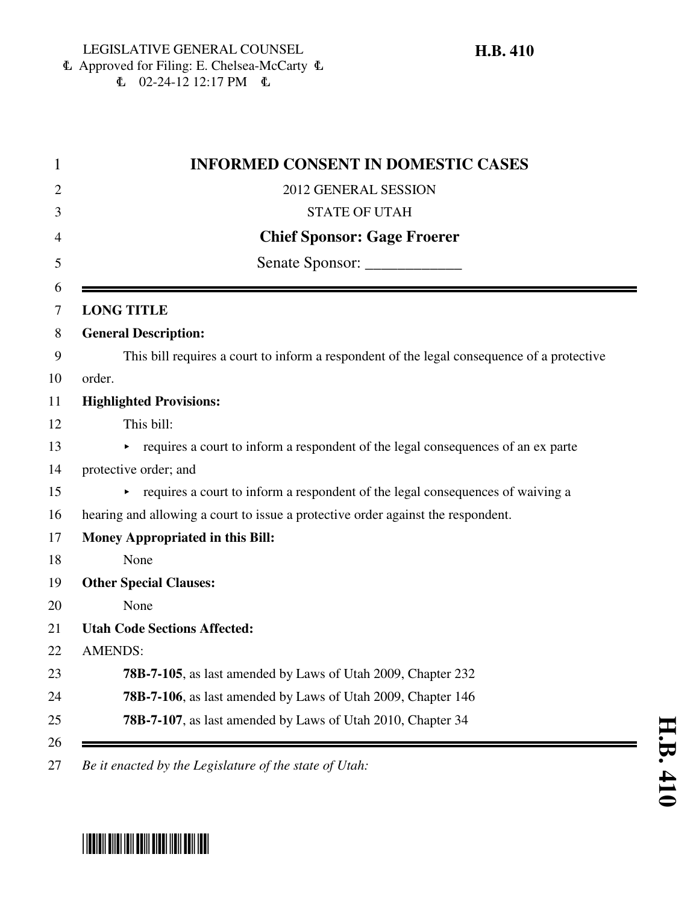LEGISLATIVE GENERAL COUNSEL
Approved for Filing: E. Chelsea-McCarty
02-24-12 12:17 PM

**H.B. 410**

# INFORMED CONSENT IN DOMESTIC CASES

2012 GENERAL SESSION

STATE OF UTAH

**Chief Sponsor: Gage Froerer**

Senate Sponsor: ____________

**LONG TITLE**

**General Description:**

This bill requires a court to inform a respondent of the legal consequence of a protective order.

**Highlighted Provisions:**

This bill:

- requires a court to inform a respondent of the legal consequences of an ex parte protective order; and
- requires a court to inform a respondent of the legal consequences of waiving a hearing and allowing a court to issue a protective order against the respondent.

**Money Appropriated in this Bill:**

None

**Other Special Clauses:**

None

**Utah Code Sections Affected:**

AMENDS:

**78B-7-105**, as last amended by Laws of Utah 2009, Chapter 232

**78B-7-106**, as last amended by Laws of Utah 2009, Chapter 146

**78B-7-107**, as last amended by Laws of Utah 2010, Chapter 34

*Be it enacted by the Legislature of the state of Utah:*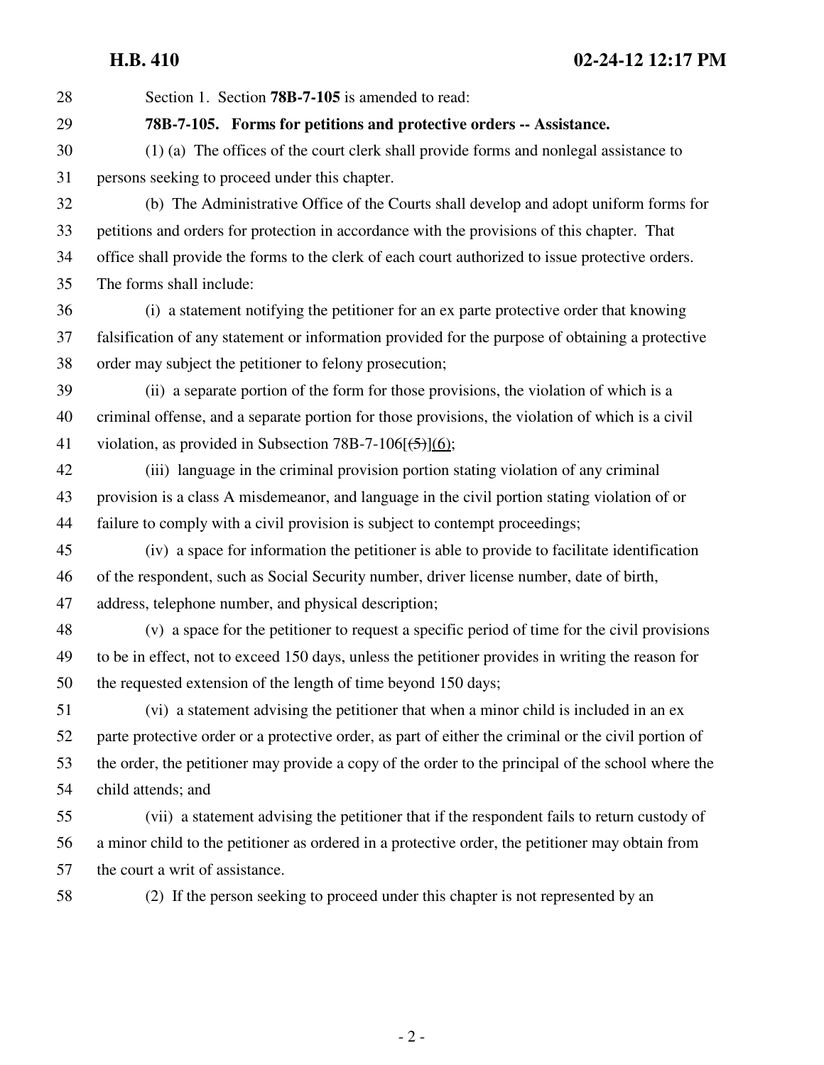Section 1. Section **78B-7-105** is amended to read:

**78B-7-105. Forms for petitions and protective orders -- Assistance.**

(1) (a) The offices of the court clerk shall provide forms and nonlegal assistance to persons seeking to proceed under this chapter.

(b) The Administrative Office of the Courts shall develop and adopt uniform forms for petitions and orders for protection in accordance with the provisions of this chapter. That office shall provide the forms to the clerk of each court authorized to issue protective orders. The forms shall include:

(i) a statement notifying the petitioner for an ex parte protective order that knowing falsification of any statement or information provided for the purpose of obtaining a protective order may subject the petitioner to felony prosecution;

(ii) a separate portion of the form for those provisions, the violation of which is a criminal offense, and a separate portion for those provisions, the violation of which is a civil violation, as provided in Subsection 78B-7-106[~~(5)~~](6);

(iii) language in the criminal provision portion stating violation of any criminal provision is a class A misdemeanor, and language in the civil portion stating violation of or failure to comply with a civil provision is subject to contempt proceedings;

(iv) a space for information the petitioner is able to provide to facilitate identification of the respondent, such as Social Security number, driver license number, date of birth, address, telephone number, and physical description;

(v) a space for the petitioner to request a specific period of time for the civil provisions to be in effect, not to exceed 150 days, unless the petitioner provides in writing the reason for the requested extension of the length of time beyond 150 days;

(vi) a statement advising the petitioner that when a minor child is included in an ex parte protective order or a protective order, as part of either the criminal or the civil portion of the order, the petitioner may provide a copy of the order to the principal of the school where the child attends; and

(vii) a statement advising the petitioner that if the respondent fails to return custody of a minor child to the petitioner as ordered in a protective order, the petitioner may obtain from the court a writ of assistance.

(2) If the person seeking to proceed under this chapter is not represented by an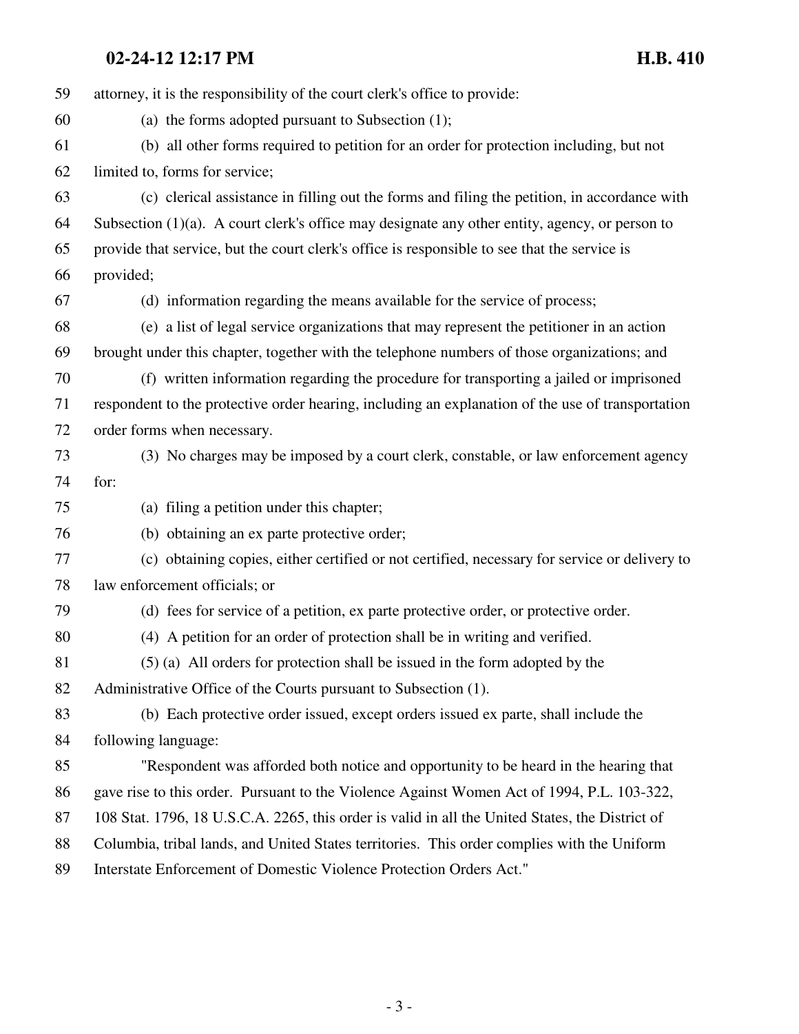attorney, it is the responsibility of the court clerk's office to provide:

(a) the forms adopted pursuant to Subsection (1);

(b) all other forms required to petition for an order for protection including, but not limited to, forms for service;

(c) clerical assistance in filling out the forms and filing the petition, in accordance with Subsection (1)(a). A court clerk's office may designate any other entity, agency, or person to provide that service, but the court clerk's office is responsible to see that the service is provided;

(d) information regarding the means available for the service of process;

(e) a list of legal service organizations that may represent the petitioner in an action brought under this chapter, together with the telephone numbers of those organizations; and

(f) written information regarding the procedure for transporting a jailed or imprisoned respondent to the protective order hearing, including an explanation of the use of transportation order forms when necessary.

(3) No charges may be imposed by a court clerk, constable, or law enforcement agency for:

(a) filing a petition under this chapter;

(b) obtaining an ex parte protective order;

(c) obtaining copies, either certified or not certified, necessary for service or delivery to law enforcement officials; or

(d) fees for service of a petition, ex parte protective order, or protective order.

(4) A petition for an order of protection shall be in writing and verified.

(5) (a) All orders for protection shall be issued in the form adopted by the Administrative Office of the Courts pursuant to Subsection (1).

(b) Each protective order issued, except orders issued ex parte, shall include the following language:

"Respondent was afforded both notice and opportunity to be heard in the hearing that gave rise to this order. Pursuant to the Violence Against Women Act of 1994, P.L. 103-322, 108 Stat. 1796, 18 U.S.C.A. 2265, this order is valid in all the United States, the District of Columbia, tribal lands, and United States territories. This order complies with the Uniform Interstate Enforcement of Domestic Violence Protection Orders Act."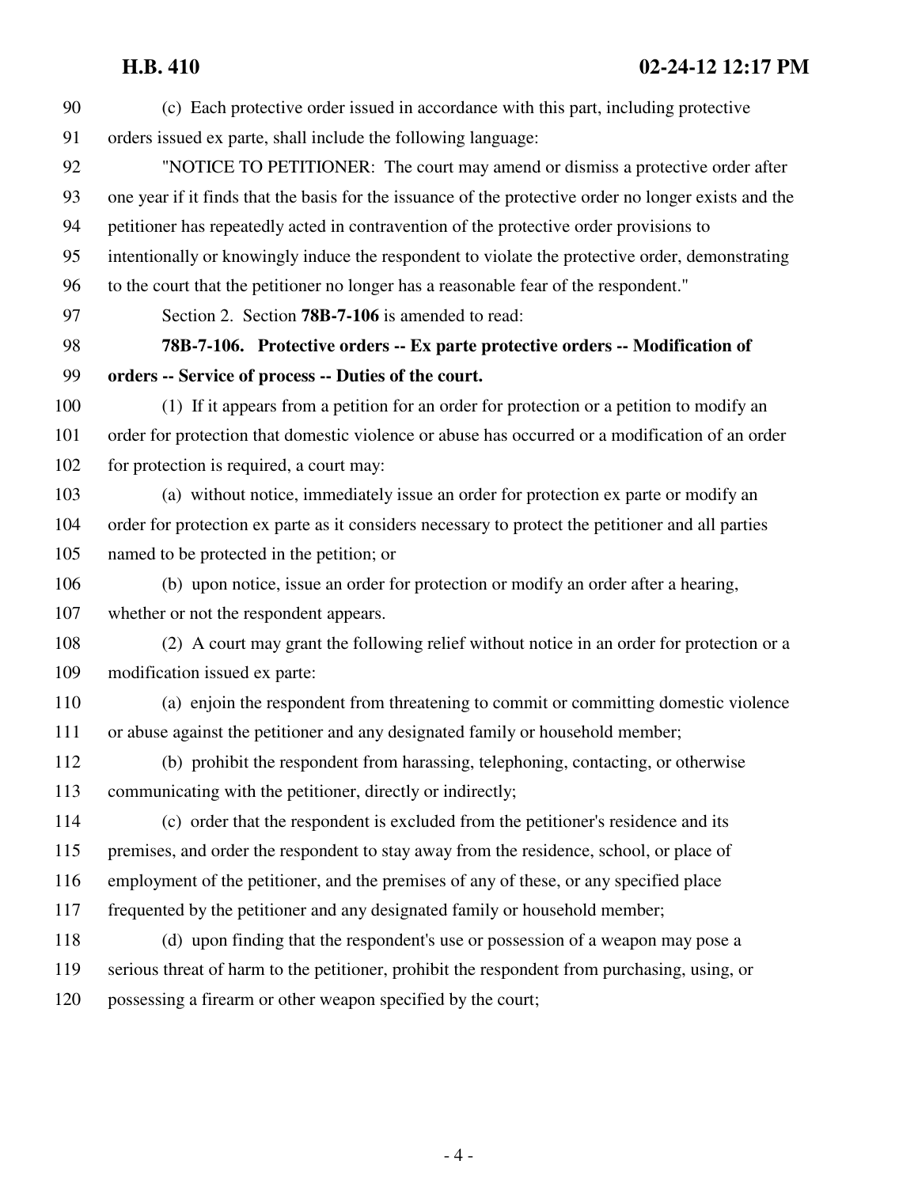(c) Each protective order issued in accordance with this part, including protective orders issued ex parte, shall include the following language:

"NOTICE TO PETITIONER: The court may amend or dismiss a protective order after one year if it finds that the basis for the issuance of the protective order no longer exists and the petitioner has repeatedly acted in contravention of the protective order provisions to intentionally or knowingly induce the respondent to violate the protective order, demonstrating to the court that the petitioner no longer has a reasonable fear of the respondent."

Section 2. Section **78B-7-106** is amended to read:

**78B-7-106. Protective orders -- Ex parte protective orders -- Modification of orders -- Service of process -- Duties of the court.**

(1) If it appears from a petition for an order for protection or a petition to modify an order for protection that domestic violence or abuse has occurred or a modification of an order for protection is required, a court may:

(a) without notice, immediately issue an order for protection ex parte or modify an order for protection ex parte as it considers necessary to protect the petitioner and all parties named to be protected in the petition; or

(b) upon notice, issue an order for protection or modify an order after a hearing, whether or not the respondent appears.

(2) A court may grant the following relief without notice in an order for protection or a modification issued ex parte:

(a) enjoin the respondent from threatening to commit or committing domestic violence or abuse against the petitioner and any designated family or household member;

(b) prohibit the respondent from harassing, telephoning, contacting, or otherwise communicating with the petitioner, directly or indirectly;

(c) order that the respondent is excluded from the petitioner's residence and its premises, and order the respondent to stay away from the residence, school, or place of employment of the petitioner, and the premises of any of these, or any specified place frequented by the petitioner and any designated family or household member;

(d) upon finding that the respondent's use or possession of a weapon may pose a serious threat of harm to the petitioner, prohibit the respondent from purchasing, using, or possessing a firearm or other weapon specified by the court;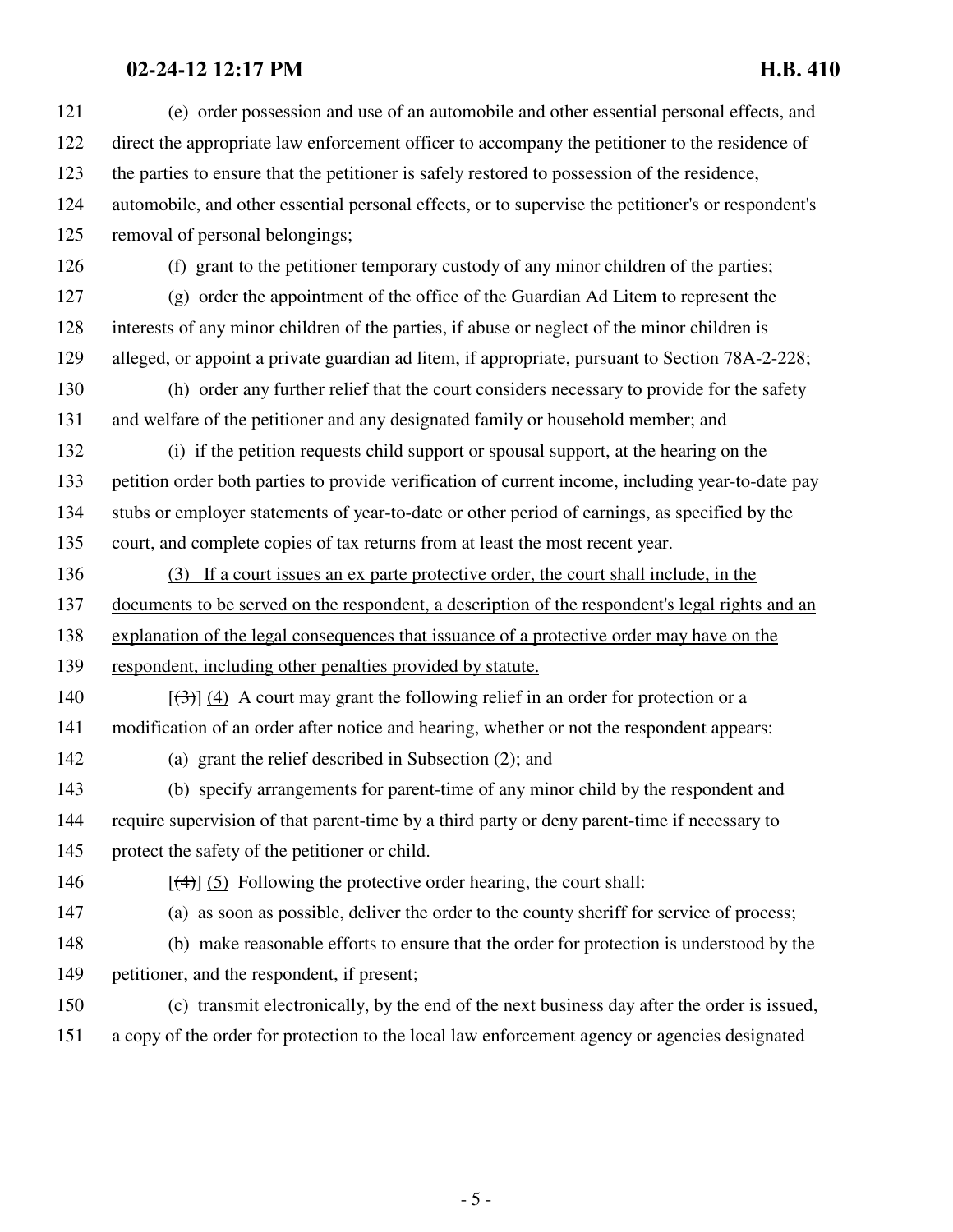(e) order possession and use of an automobile and other essential personal effects, and direct the appropriate law enforcement officer to accompany the petitioner to the residence of the parties to ensure that the petitioner is safely restored to possession of the residence, automobile, and other essential personal effects, or to supervise the petitioner's or respondent's removal of personal belongings;

(f) grant to the petitioner temporary custody of any minor children of the parties;

(g) order the appointment of the office of the Guardian Ad Litem to represent the interests of any minor children of the parties, if abuse or neglect of the minor children is alleged, or appoint a private guardian ad litem, if appropriate, pursuant to Section 78A-2-228;

(h) order any further relief that the court considers necessary to provide for the safety and welfare of the petitioner and any designated family or household member; and

(i) if the petition requests child support or spousal support, at the hearing on the petition order both parties to provide verification of current income, including year-to-date pay stubs or employer statements of year-to-date or other period of earnings, as specified by the court, and complete copies of tax returns from at least the most recent year.

<u>(3) If a court issues an ex parte protective order, the court shall include, in the documents to be served on the respondent, a description of the respondent's legal rights and an explanation of the legal consequences that issuance of a protective order may have on the respondent, including other penalties provided by statute.</u>

[~~(3)~~] <u>(4)</u> A court may grant the following relief in an order for protection or a modification of an order after notice and hearing, whether or not the respondent appears:

(a) grant the relief described in Subsection (2); and

(b) specify arrangements for parent-time of any minor child by the respondent and require supervision of that parent-time by a third party or deny parent-time if necessary to protect the safety of the petitioner or child.

[~~(4)~~] <u>(5)</u> Following the protective order hearing, the court shall:

(a) as soon as possible, deliver the order to the county sheriff for service of process;

(b) make reasonable efforts to ensure that the order for protection is understood by the petitioner, and the respondent, if present;

(c) transmit electronically, by the end of the next business day after the order is issued, a copy of the order for protection to the local law enforcement agency or agencies designated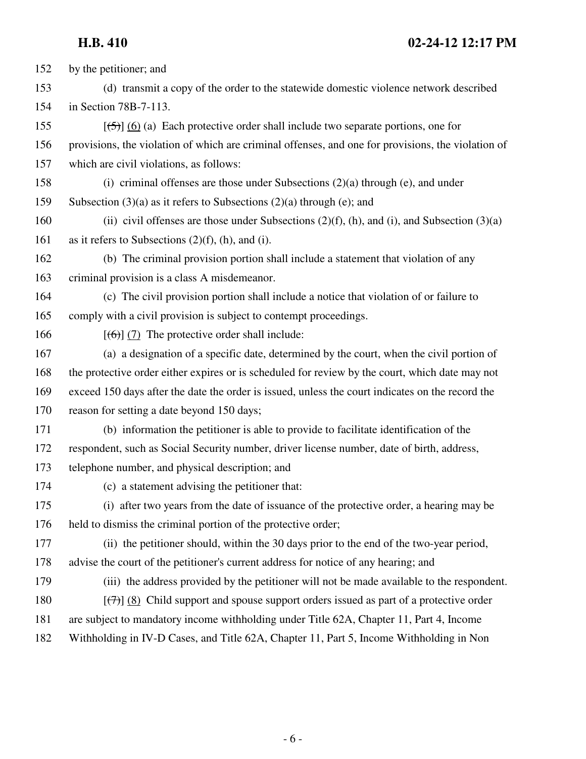152 by the petitioner; and

153 (d) transmit a copy of the order to the statewide domestic violence network described

154 in Section 78B-7-113.

155 [~~(5)~~] (6) (a) Each protective order shall include two separate portions, one for

156 provisions, the violation of which are criminal offenses, and one for provisions, the violation of

157 which are civil violations, as follows:

158 (i) criminal offenses are those under Subsections (2)(a) through (e), and under

159 Subsection (3)(a) as it refers to Subsections (2)(a) through (e); and

160 (ii) civil offenses are those under Subsections (2)(f), (h), and (i), and Subsection (3)(a)

161 as it refers to Subsections (2)(f), (h), and (i).

162 (b) The criminal provision portion shall include a statement that violation of any

163 criminal provision is a class A misdemeanor.

164 (c) The civil provision portion shall include a notice that violation of or failure to

165 comply with a civil provision is subject to contempt proceedings.

166 [~~(6)~~] (7) The protective order shall include:

167 (a) a designation of a specific date, determined by the court, when the civil portion of

168 the protective order either expires or is scheduled for review by the court, which date may not

169 exceed 150 days after the date the order is issued, unless the court indicates on the record the

170 reason for setting a date beyond 150 days;

171 (b) information the petitioner is able to provide to facilitate identification of the

172 respondent, such as Social Security number, driver license number, date of birth, address,

173 telephone number, and physical description; and

174 (c) a statement advising the petitioner that:

175 (i) after two years from the date of issuance of the protective order, a hearing may be

176 held to dismiss the criminal portion of the protective order;

177 (ii) the petitioner should, within the 30 days prior to the end of the two-year period,

178 advise the court of the petitioner's current address for notice of any hearing; and

179 (iii) the address provided by the petitioner will not be made available to the respondent.

180 [~~(7)~~] (8) Child support and spouse support orders issued as part of a protective order

181 are subject to mandatory income withholding under Title 62A, Chapter 11, Part 4, Income

182 Withholding in IV-D Cases, and Title 62A, Chapter 11, Part 5, Income Withholding in Non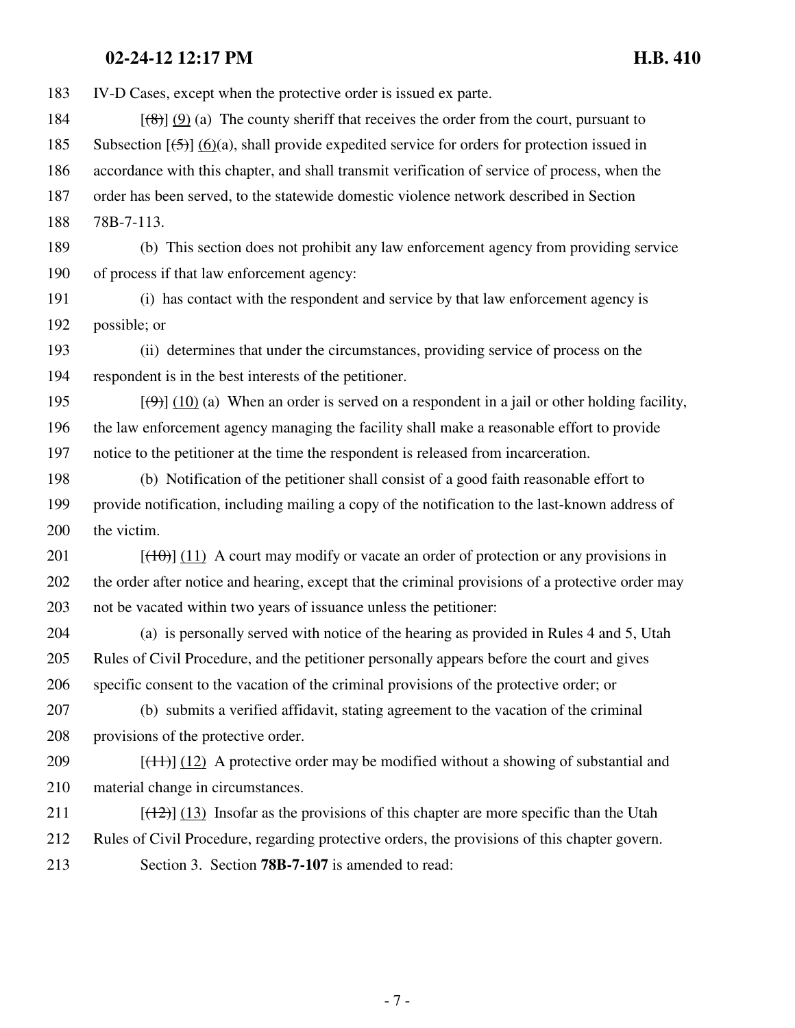183 IV-D Cases, except when the protective order is issued ex parte.

184 [~~(8)~~] (9) (a) The county sheriff that receives the order from the court, pursuant to
185 Subsection [~~(5)~~] (6)(a), shall provide expedited service for orders for protection issued in
186 accordance with this chapter, and shall transmit verification of service of process, when the
187 order has been served, to the statewide domestic violence network described in Section
188 78B-7-113.

189 (b) This section does not prohibit any law enforcement agency from providing service
190 of process if that law enforcement agency:

191 (i) has contact with the respondent and service by that law enforcement agency is
192 possible; or

193 (ii) determines that under the circumstances, providing service of process on the
194 respondent is in the best interests of the petitioner.

195 [~~(9)~~] (10) (a) When an order is served on a respondent in a jail or other holding facility,
196 the law enforcement agency managing the facility shall make a reasonable effort to provide
197 notice to the petitioner at the time the respondent is released from incarceration.

198 (b) Notification of the petitioner shall consist of a good faith reasonable effort to
199 provide notification, including mailing a copy of the notification to the last-known address of
200 the victim.

201 [~~(10)~~] (11) A court may modify or vacate an order of protection or any provisions in
202 the order after notice and hearing, except that the criminal provisions of a protective order may
203 not be vacated within two years of issuance unless the petitioner:

204 (a) is personally served with notice of the hearing as provided in Rules 4 and 5, Utah
205 Rules of Civil Procedure, and the petitioner personally appears before the court and gives
206 specific consent to the vacation of the criminal provisions of the protective order; or

207 (b) submits a verified affidavit, stating agreement to the vacation of the criminal
208 provisions of the protective order.

209 [~~(11)~~] (12) A protective order may be modified without a showing of substantial and
210 material change in circumstances.

211 [~~(12)~~] (13) Insofar as the provisions of this chapter are more specific than the Utah
212 Rules of Civil Procedure, regarding protective orders, the provisions of this chapter govern.

213 Section 3. Section **78B-7-107** is amended to read: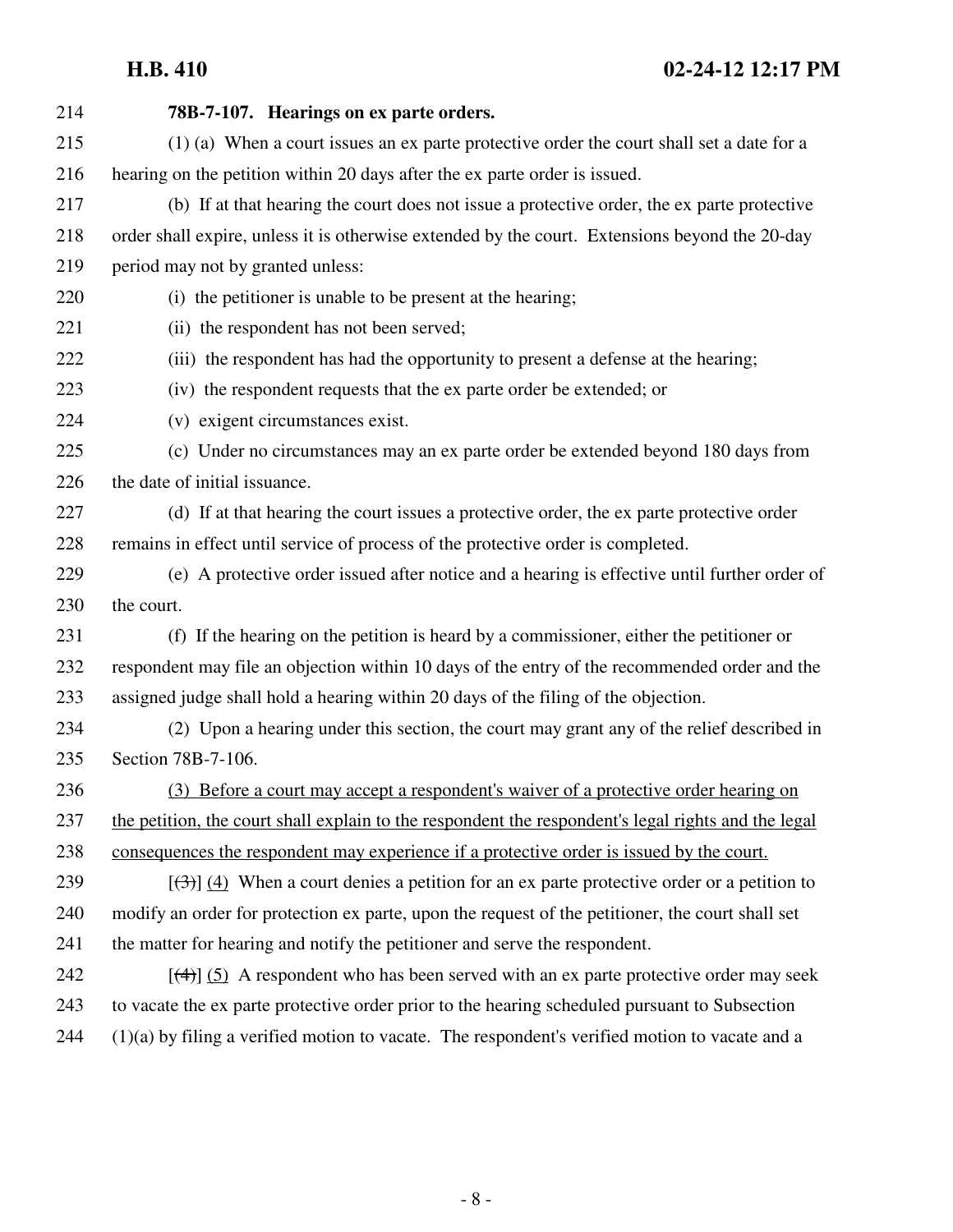**78B-7-107. Hearings on ex parte orders.**

(1) (a) When a court issues an ex parte protective order the court shall set a date for a hearing on the petition within 20 days after the ex parte order is issued.

(b) If at that hearing the court does not issue a protective order, the ex parte protective order shall expire, unless it is otherwise extended by the court. Extensions beyond the 20-day period may not by granted unless:

(i) the petitioner is unable to be present at the hearing;

(ii) the respondent has not been served;

(iii) the respondent has had the opportunity to present a defense at the hearing;

(iv) the respondent requests that the ex parte order be extended; or

(v) exigent circumstances exist.

(c) Under no circumstances may an ex parte order be extended beyond 180 days from the date of initial issuance.

(d) If at that hearing the court issues a protective order, the ex parte protective order remains in effect until service of process of the protective order is completed.

(e) A protective order issued after notice and a hearing is effective until further order of the court.

(f) If the hearing on the petition is heard by a commissioner, either the petitioner or respondent may file an objection within 10 days of the entry of the recommended order and the assigned judge shall hold a hearing within 20 days of the filing of the objection.

(2) Upon a hearing under this section, the court may grant any of the relief described in Section 78B-7-106.

<u>(3) Before a court may accept a respondent's waiver of a protective order hearing on the petition, the court shall explain to the respondent the respondent's legal rights and the legal consequences the respondent may experience if a protective order is issued by the court.</u>

[~~(3)~~] <u>(4)</u> When a court denies a petition for an ex parte protective order or a petition to modify an order for protection ex parte, upon the request of the petitioner, the court shall set the matter for hearing and notify the petitioner and serve the respondent.

[~~(4)~~] <u>(5)</u> A respondent who has been served with an ex parte protective order may seek to vacate the ex parte protective order prior to the hearing scheduled pursuant to Subsection (1)(a) by filing a verified motion to vacate. The respondent's verified motion to vacate and a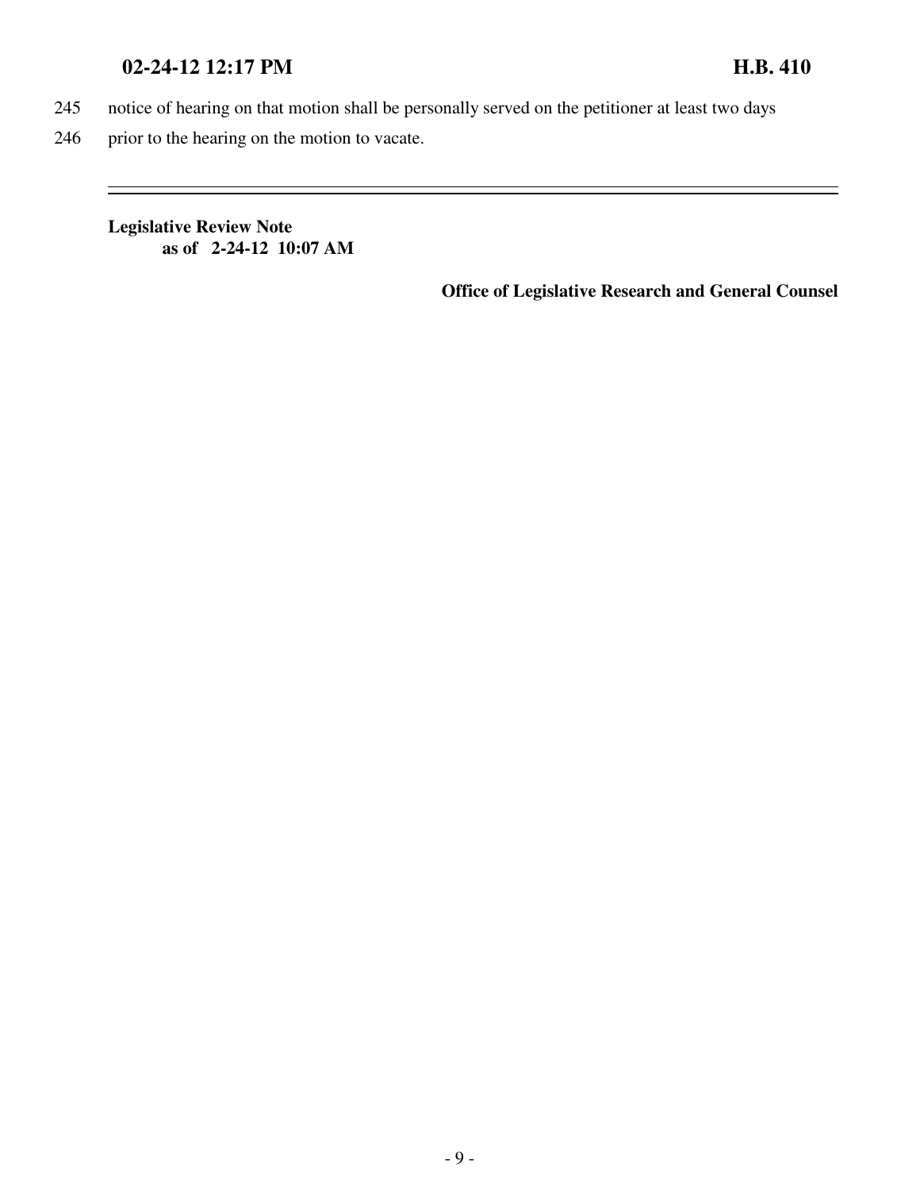245 notice of hearing on that motion shall be personally served on the petitioner at least two days

246 prior to the hearing on the motion to vacate.

---

**Legislative Review Note**
**as of 2-24-12 10:07 AM**

**Office of Legislative Research and General Counsel**